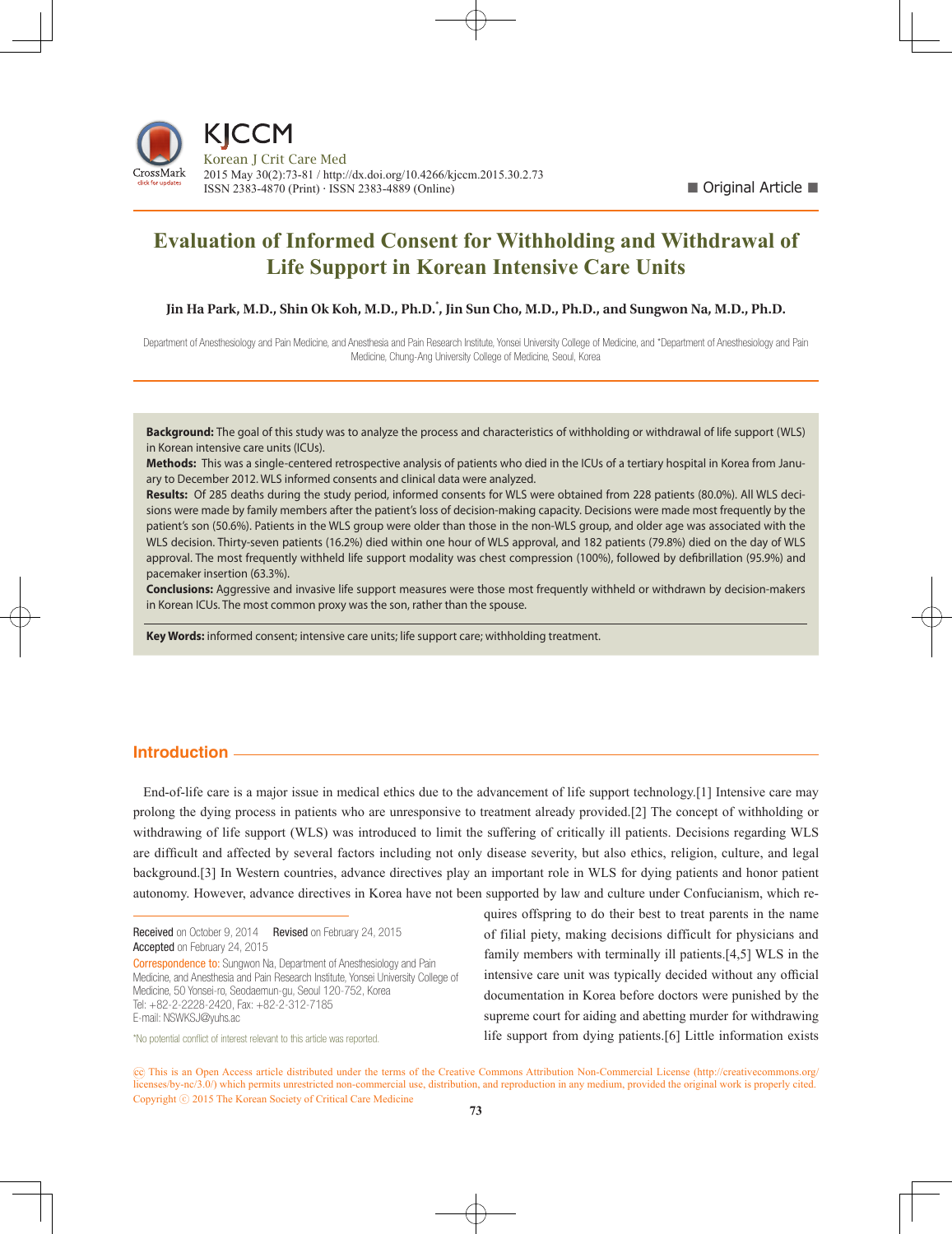■ Original Article ■

# Evaluation of Informed Consent for Withholding and Withdrawal of Life Support in Korean Intensive Care Units

**Jin Ha Park, M.D., Shin Ok Koh, M.D., Ph.D.*, Jin Sun Cho, M.D., Ph.D., and Sungwon Na, M.D., Ph.D.**

Department of Anesthesiology and Pain Medicine, and Anesthesia and Pain Research Institute, Yonsei University College of Medicine, and *Department of Anesthesiology and Pain Medicine, Chung-Ang University College of Medicine, Seoul, Korea

**Background:** The goal of this study was to analyze the process and characteristics of withholding or withdrawal of life support (WLS) in Korean intensive care units (ICUs).
**Methods:** This was a single-centered retrospective analysis of patients who died in the ICUs of a tertiary hospital in Korea from January to December 2012. WLS informed consents and clinical data were analyzed.
**Results:** Of 285 deaths during the study period, informed consents for WLS were obtained from 228 patients (80.0%). All WLS decisions were made by family members after the patient's loss of decision-making capacity. Decisions were made most frequently by the patient's son (50.6%). Patients in the WLS group were older than those in the non-WLS group, and older age was associated with the WLS decision. Thirty-seven patients (16.2%) died within one hour of WLS approval, and 182 patients (79.8%) died on the day of WLS approval. The most frequently withheld life support modality was chest compression (100%), followed by defibrillation (95.9%) and pacemaker insertion (63.3%).
**Conclusions:** Aggressive and invasive life support measures were those most frequently withheld or withdrawn by decision-makers in Korean ICUs. The most common proxy was the son, rather than the spouse.

**Key Words:** informed consent; intensive care units; life support care; withholding treatment.

## Introduction

End-of-life care is a major issue in medical ethics due to the advancement of life support technology.[1] Intensive care may prolong the dying process in patients who are unresponsive to treatment already provided.[2] The concept of withholding or withdrawing of life support (WLS) was introduced to limit the suffering of critically ill patients. Decisions regarding WLS are difficult and affected by several factors including not only disease severity, but also ethics, religion, culture, and legal background.[3] In Western countries, advance directives play an important role in WLS for dying patients and honor patient autonomy. However, advance directives in Korea have not been supported by law and culture under Confucianism, which requires offspring to do their best to treat parents in the name of filial piety, making decisions difficult for physicians and family members with terminally ill patients.[4,5] WLS in the intensive care unit was typically decided without any official documentation in Korea before doctors were punished by the supreme court for aiding and abetting murder for withdrawing life support from dying patients.[6] Little information exists

**Received** on October 9, 2014 **Revised** on February 24, 2015
**Accepted** on February 24, 2015
Correspondence to: Sungwon Na, Department of Anesthesiology and Pain Medicine, and Anesthesia and Pain Research Institute, Yonsei University College of Medicine, 50 Yonsei-ro, Seodaemun-gu, Seoul 120-752, Korea
Tel: +82-2-2228-2420, Fax: +82-2-312-7185
E-mail: NSWKSJ@yuhs.ac

*No potential conflict of interest relevant to this article was reported.

This is an Open Access article distributed under the terms of the Creative Commons Attribution Non-Commercial License (http://creativecommons.org/licenses/by-nc/3.0/) which permits unrestricted non-commercial use, distribution, and reproduction in any medium, provided the original work is properly cited.
Copyright © 2015 The Korean Society of Critical Care Medicine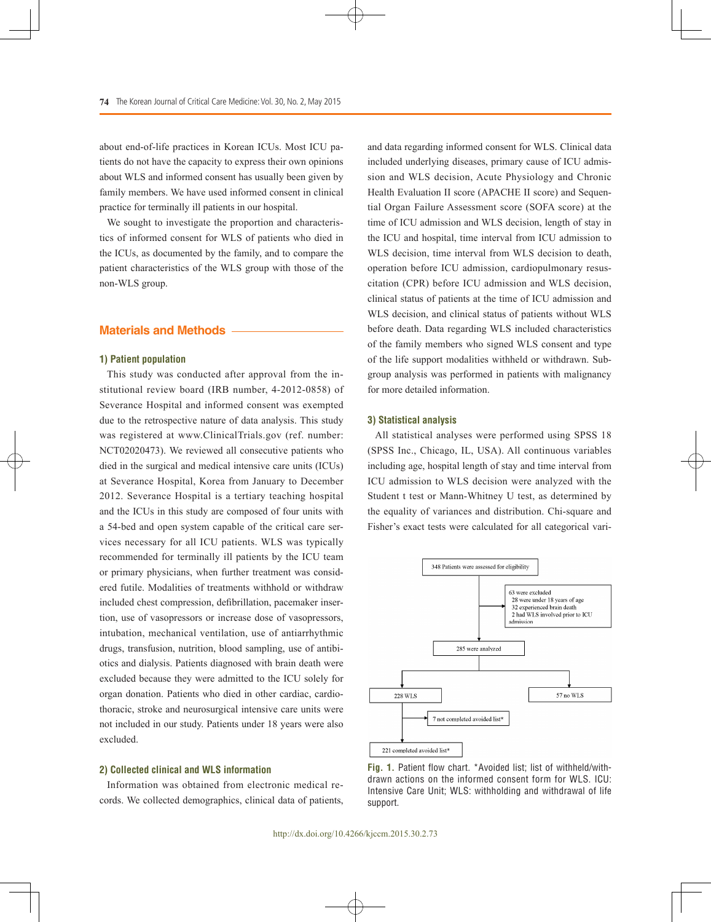about end-of-life practices in Korean ICUs. Most ICU patients do not have the capacity to express their own opinions about WLS and informed consent has usually been given by family members. We have used informed consent in clinical practice for terminally ill patients in our hospital.

We sought to investigate the proportion and characteristics of informed consent for WLS of patients who died in the ICUs, as documented by the family, and to compare the patient characteristics of the WLS group with those of the non-WLS group.

## Materials and Methods

### 1) Patient population

This study was conducted after approval from the institutional review board (IRB number, 4-2012-0858) of Severance Hospital and informed consent was exempted due to the retrospective nature of data analysis. This study was registered at www.ClinicalTrials.gov (ref. number: NCT02020473). We reviewed all consecutive patients who died in the surgical and medical intensive care units (ICUs) at Severance Hospital, Korea from January to December 2012. Severance Hospital is a tertiary teaching hospital and the ICUs in this study are composed of four units with a 54-bed and open system capable of the critical care services necessary for all ICU patients. WLS was typically recommended for terminally ill patients by the ICU team or primary physicians, when further treatment was considered futile. Modalities of treatments withhold or withdraw included chest compression, defibrillation, pacemaker insertion, use of vasopressors or increase dose of vasopressors, intubation, mechanical ventilation, use of antiarrhythmic drugs, transfusion, nutrition, blood sampling, use of antibiotics and dialysis. Patients diagnosed with brain death were excluded because they were admitted to the ICU solely for organ donation. Patients who died in other cardiac, cardiothoracic, stroke and neurosurgical intensive care units were not included in our study. Patients under 18 years were also excluded.

### 2) Collected clinical and WLS information

Information was obtained from electronic medical records. We collected demographics, clinical data of patients, and data regarding informed consent for WLS. Clinical data included underlying diseases, primary cause of ICU admission and WLS decision, Acute Physiology and Chronic Health Evaluation II score (APACHE II score) and Sequential Organ Failure Assessment score (SOFA score) at the time of ICU admission and WLS decision, length of stay in the ICU and hospital, time interval from ICU admission to WLS decision, time interval from WLS decision to death, operation before ICU admission, cardiopulmonary resuscitation (CPR) before ICU admission and WLS decision, clinical status of patients at the time of ICU admission and WLS decision, and clinical status of patients without WLS before death. Data regarding WLS included characteristics of the family members who signed WLS consent and type of the life support modalities withheld or withdrawn. Subgroup analysis was performed in patients with malignancy for more detailed information.

### 3) Statistical analysis

All statistical analyses were performed using SPSS 18 (SPSS Inc., Chicago, IL, USA). All continuous variables including age, hospital length of stay and time interval from ICU admission to WLS decision were analyzed with the Student t test or Mann-Whitney U test, as determined by the equality of variances and distribution. Chi-square and Fisher's exact tests were calculated for all categorical vari-

348 Patients were assessed for eligibility

63 were excluded
28 were under 18 years of age
32 experienced brain death
2 had WLS involved prior to ICU admission

285 were analyzed

228 WLS

57 no WLS

7 not completed avoided list*

221 completed avoided list*

**Fig. 1.** Patient flow chart. *Avoided list; list of withheld/withdrawn actions on the informed consent form for WLS. ICU: Intensive Care Unit; WLS: withholding and withdrawal of life support.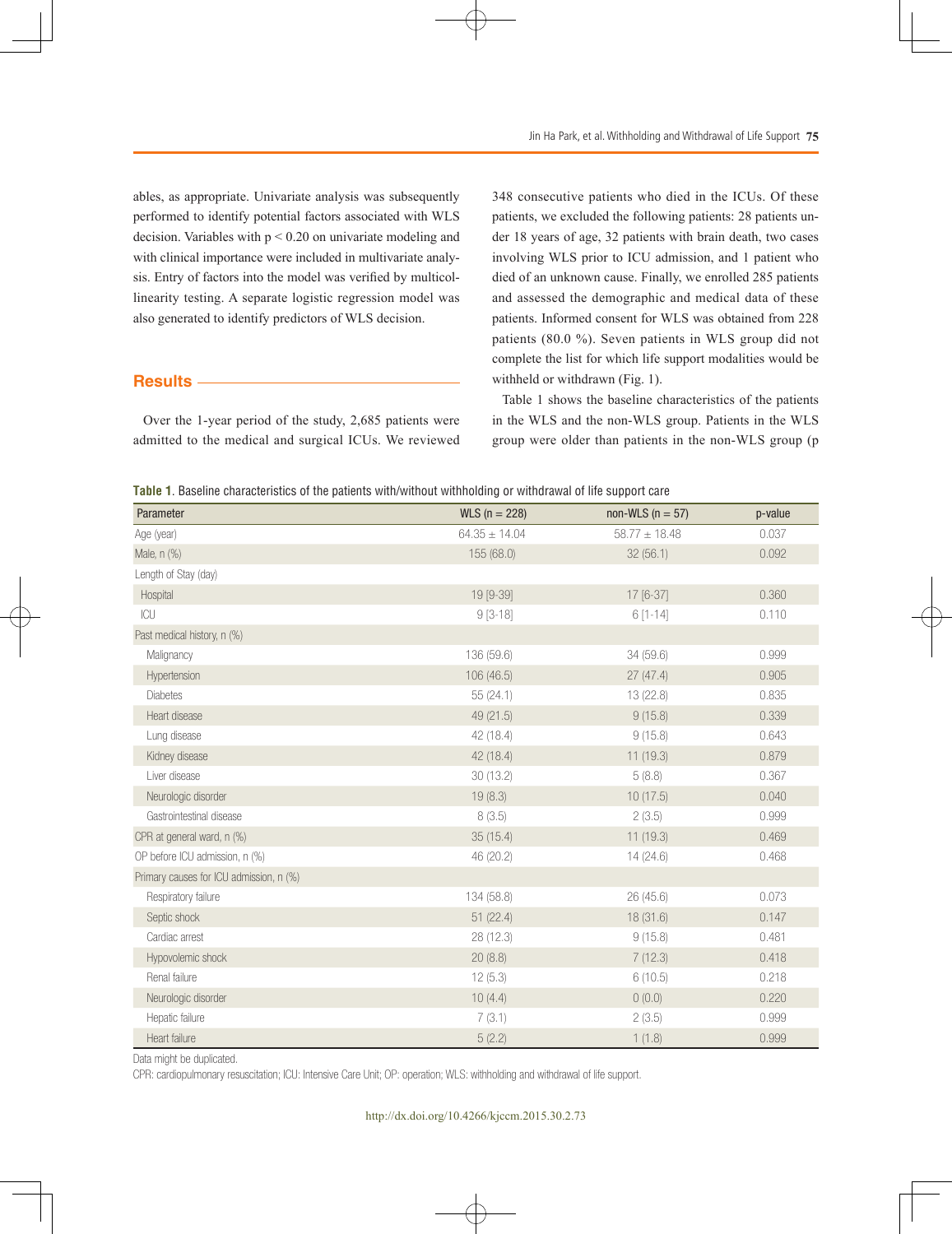ables, as appropriate. Univariate analysis was subsequently performed to identify potential factors associated with WLS decision. Variables with $p < 0.20$ on univariate modeling and with clinical importance were included in multivariate analysis. Entry of factors into the model was verified by multicollinearity testing. A separate logistic regression model was also generated to identify predictors of WLS decision.

## Results

Over the 1-year period of the study, 2,685 patients were admitted to the medical and surgical ICUs. We reviewed 348 consecutive patients who died in the ICUs. Of these patients, we excluded the following patients: 28 patients under 18 years of age, 32 patients with brain death, two cases involving WLS prior to ICU admission, and 1 patient who died of an unknown cause. Finally, we enrolled 285 patients and assessed the demographic and medical data of these patients. Informed consent for WLS was obtained from 228 patients (80.0 %). Seven patients in WLS group did not complete the list for which life support modalities would be withheld or withdrawn (Fig. 1).

Table 1 shows the baseline characteristics of the patients in the WLS and the non-WLS group. Patients in the WLS group were older than patients in the non-WLS group (p

**Table 1.** Baseline characteristics of the patients with/without withholding or withdrawal of life support care

| Parameter | WLS (n = 228) | non-WLS (n = 57) | p-value |
|---|---|---|---|
| Age (year) | 64.35 ± 14.04 | 58.77 ± 18.48 | 0.037 |
| Male, n (%) | 155 (68.0) | 32 (56.1) | 0.092 |
| Length of Stay (day) | | | |
| Hospital | 19 [9-39] | 17 [6-37] | 0.360 |
| ICU | 9 [3-18] | 6 [1-14] | 0.110 |
| Past medical history, n (%) | | | |
| Malignancy | 136 (59.6) | 34 (59.6) | 0.999 |
| Hypertension | 106 (46.5) | 27 (47.4) | 0.905 |
| Diabetes | 55 (24.1) | 13 (22.8) | 0.835 |
| Heart disease | 49 (21.5) | 9 (15.8) | 0.339 |
| Lung disease | 42 (18.4) | 9 (15.8) | 0.643 |
| Kidney disease | 42 (18.4) | 11 (19.3) | 0.879 |
| Liver disease | 30 (13.2) | 5 (8.8) | 0.367 |
| Neurologic disorder | 19 (8.3) | 10 (17.5) | 0.040 |
| Gastrointestinal disease | 8 (3.5) | 2 (3.5) | 0.999 |
| CPR at general ward, n (%) | 35 (15.4) | 11 (19.3) | 0.469 |
| OP before ICU admission, n (%) | 46 (20.2) | 14 (24.6) | 0.468 |
| Primary causes for ICU admission, n (%) | | | |
| Respiratory failure | 134 (58.8) | 26 (45.6) | 0.073 |
| Septic shock | 51 (22.4) | 18 (31.6) | 0.147 |
| Cardiac arrest | 28 (12.3) | 9 (15.8) | 0.481 |
| Hypovolemic shock | 20 (8.8) | 7 (12.3) | 0.418 |
| Renal failure | 12 (5.3) | 6 (10.5) | 0.218 |
| Neurologic disorder | 10 (4.4) | 0 (0.0) | 0.220 |
| Hepatic failure | 7 (3.1) | 2 (3.5) | 0.999 |
| Heart failure | 5 (2.2) | 1 (1.8) | 0.999 |

Data might be duplicated.

CPR: cardiopulmonary resuscitation; ICU: Intensive Care Unit; OP: operation; WLS: withholding and withdrawal of life support.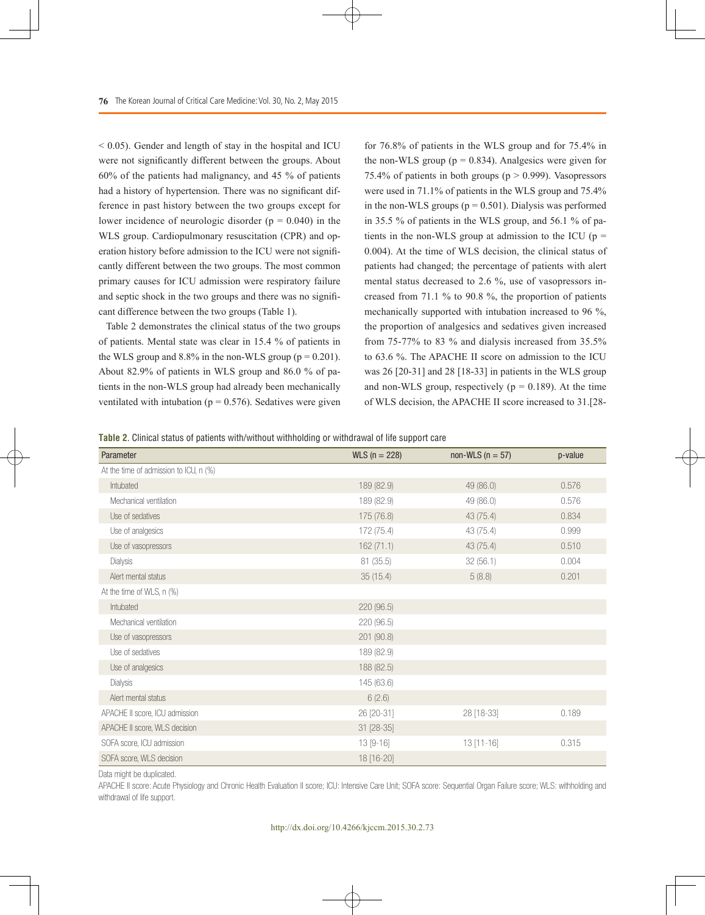$< 0.05$). Gender and length of stay in the hospital and ICU were not significantly different between the groups. About 60% of the patients had malignancy, and 45 % of patients had a history of hypertension. There was no significant difference in past history between the two groups except for lower incidence of neurologic disorder ($p = 0.040$) in the WLS group. Cardiopulmonary resuscitation (CPR) and operation history before admission to the ICU were not significantly different between the two groups. The most common primary causes for ICU admission were respiratory failure and septic shock in the two groups and there was no significant difference between the groups (Table 1).

Table 2 demonstrates the clinical status of the two groups of patients. Mental state was clear in 15.4 % of patients in the WLS group and 8.8% in the non-WLS group ($p = 0.201$). About 82.9% of patients in WLS group and 86.0 % of patients in the non-WLS group had already been mechanically ventilated with intubation ($p = 0.576$). Sedatives were given for 76.8% of patients in the WLS group and for 75.4% in the non-WLS group ($p = 0.834$). Analgesics were given for 75.4% of patients in both groups ($p > 0.999$). Vasopressors were used in 71.1% of patients in the WLS group and 75.4% in the non-WLS groups ($p = 0.501$). Dialysis was performed in 35.5 % of patients in the WLS group, and 56.1 % of patients in the non-WLS group at admission to the ICU ($p = 0.004$). At the time of WLS decision, the clinical status of patients had changed; the percentage of patients with alert mental status decreased to 2.6 %, use of vasopressors increased from 71.1 % to 90.8 %, the proportion of patients mechanically supported with intubation increased to 96 %, the proportion of analgesics and sedatives given increased from 75-77% to 83 % and dialysis increased from 35.5% to 63.6 %. The APACHE II score on admission to the ICU was 26 [20-31] and 28 [18-33] in patients in the WLS group and non-WLS group, respectively ($p = 0.189$). At the time of WLS decision, the APACHE II score increased to 31.[28-

**Table 2.** Clinical status of patients with/without withholding or withdrawal of life support care

| Parameter | WLS (n = 228) | non-WLS (n = 57) | p-value |
|---|---|---|---|
| At the time of admission to ICU, n (%) | | | |
| Intubated | 189 (82.9) | 49 (86.0) | 0.576 |
| Mechanical ventilation | 189 (82.9) | 49 (86.0) | 0.576 |
| Use of sedatives | 175 (76.8) | 43 (75.4) | 0.834 |
| Use of analgesics | 172 (75.4) | 43 (75.4) | 0.999 |
| Use of vasopressors | 162 (71.1) | 43 (75.4) | 0.510 |
| Dialysis | 81 (35.5) | 32 (56.1) | 0.004 |
| Alert mental status | 35 (15.4) | 5 (8.8) | 0.201 |
| At the time of WLS, n (%) | | | |
| Intubated | 220 (96.5) | | |
| Mechanical ventilation | 220 (96.5) | | |
| Use of vasopressors | 201 (90.8) | | |
| Use of sedatives | 189 (82.9) | | |
| Use of analgesics | 188 (82.5) | | |
| Dialysis | 145 (63.6) | | |
| Alert mental status | 6 (2.6) | | |
| APACHE II score, ICU admission | 26 [20-31] | 28 [18-33] | 0.189 |
| APACHE II score, WLS decision | 31 [28-35] | | |
| SOFA score, ICU admission | 13 [9-16] | 13 [11-16] | 0.315 |
| SOFA score, WLS decision | 18 [16-20] | | |

Data might be duplicated.

APACHE II score: Acute Physiology and Chronic Health Evaluation II score; ICU: Intensive Care Unit; SOFA score: Sequential Organ Failure score; WLS: withholding and withdrawal of life support.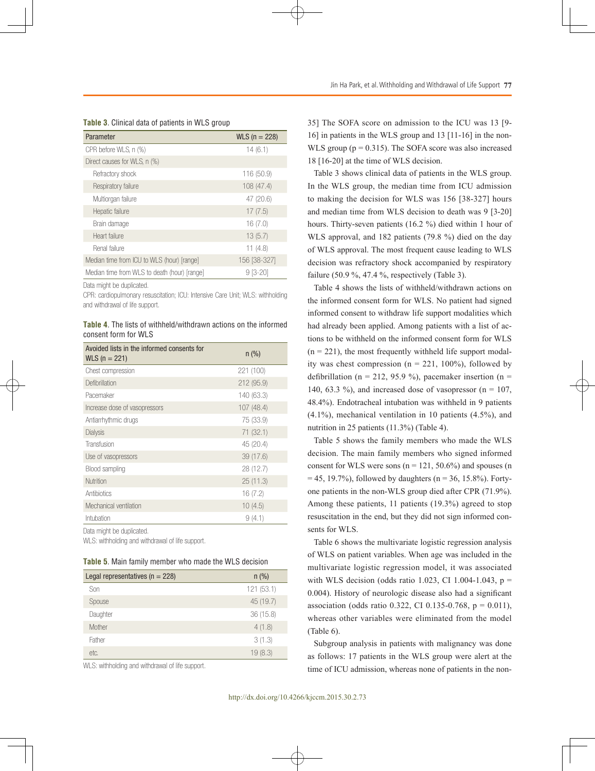**Table 3.** Clinical data of patients in WLS group

| Parameter | WLS (n = 228) |
|---|---|
| CPR before WLS, n (%) | 14 (6.1) |
| Direct causes for WLS, n (%) | |
| Refractory shock | 116 (50.9) |
| Respiratory failure | 108 (47.4) |
| Multiorgan failure | 47 (20.6) |
| Hepatic failure | 17 (7.5) |
| Brain damage | 16 (7.0) |
| Heart failure | 13 (5.7) |
| Renal failure | 11 (4.8) |
| Median time from ICU to WLS (hour) [range] | 156 [38-327] |
| Median time from WLS to death (hour) [range] | 9 [3-20] |

Data might be duplicated.

CPR: cardiopulmonary resuscitation; ICU: Intensive Care Unit; WLS: withholding and withdrawal of life support.

**Table 4.** The lists of withheld/withdrawn actions on the informed consent form for WLS

| Avoided lists in the informed consents for WLS (n = 221) | n (%) |
|---|---|
| Chest compression | 221 (100) |
| Defibrillation | 212 (95.9) |
| Pacemaker | 140 (63.3) |
| Increase dose of vasopressors | 107 (48.4) |
| Antiarrhythmic drugs | 75 (33.9) |
| Dialysis | 71 (32.1) |
| Transfusion | 45 (20.4) |
| Use of vasopressors | 39 (17.6) |
| Blood sampling | 28 (12.7) |
| Nutrition | 25 (11.3) |
| Antibiotics | 16 (7.2) |
| Mechanical ventilation | 10 (4.5) |
| Intubation | 9 (4.1) |

Data might be duplicated.

WLS: withholding and withdrawal of life support.

**Table 5.** Main family member who made the WLS decision

| Legal representatives (n = 228) | n (%) |
|---|---|
| Son | 121 (53.1) |
| Spouse | 45 (19.7) |
| Daughter | 36 (15.8) |
| Mother | 4 (1.8) |
| Father | 3 (1.3) |
| etc. | 19 (8.3) |

WLS: withholding and withdrawal of life support.

35] The SOFA score on admission to the ICU was 13 [9-16] in patients in the WLS group and 13 [11-16] in the non-WLS group (p = 0.315). The SOFA score was also increased 18 [16-20] at the time of WLS decision.

Table 3 shows clinical data of patients in the WLS group. In the WLS group, the median time from ICU admission to making the decision for WLS was 156 [38-327] hours and median time from WLS decision to death was 9 [3-20] hours. Thirty-seven patients (16.2 %) died within 1 hour of WLS approval, and 182 patients (79.8 %) died on the day of WLS approval. The most frequent cause leading to WLS decision was refractory shock accompanied by respiratory failure (50.9 %, 47.4 %, respectively (Table 3).

Table 4 shows the lists of withheld/withdrawn actions on the informed consent form for WLS. No patient had signed informed consent to withdraw life support modalities which had already been applied. Among patients with a list of actions to be withheld on the informed consent form for WLS (n = 221), the most frequently withheld life support modality was chest compression (n = 221, 100%), followed by defibrillation (n = 212, 95.9 %), pacemaker insertion (n = 140, 63.3 %), and increased dose of vasopressor (n = 107, 48.4%). Endotracheal intubation was withheld in 9 patients (4.1%), mechanical ventilation in 10 patients (4.5%), and nutrition in 25 patients (11.3%) (Table 4).

Table 5 shows the family members who made the WLS decision. The main family members who signed informed consent for WLS were sons (n = 121, 50.6%) and spouses (n = 45, 19.7%), followed by daughters (n = 36, 15.8%). Forty-one patients in the non-WLS group died after CPR (71.9%). Among these patients, 11 patients (19.3%) agreed to stop resuscitation in the end, but they did not sign informed consents for WLS.

Table 6 shows the multivariate logistic regression analysis of WLS on patient variables. When age was included in the multivariate logistic regression model, it was associated with WLS decision (odds ratio 1.023, CI 1.004-1.043, p = 0.004). History of neurologic disease also had a significant association (odds ratio 0.322, CI 0.135-0.768, p = 0.011), whereas other variables were eliminated from the model (Table 6).

Subgroup analysis in patients with malignancy was done as follows: 17 patients in the WLS group were alert at the time of ICU admission, whereas none of patients in the non-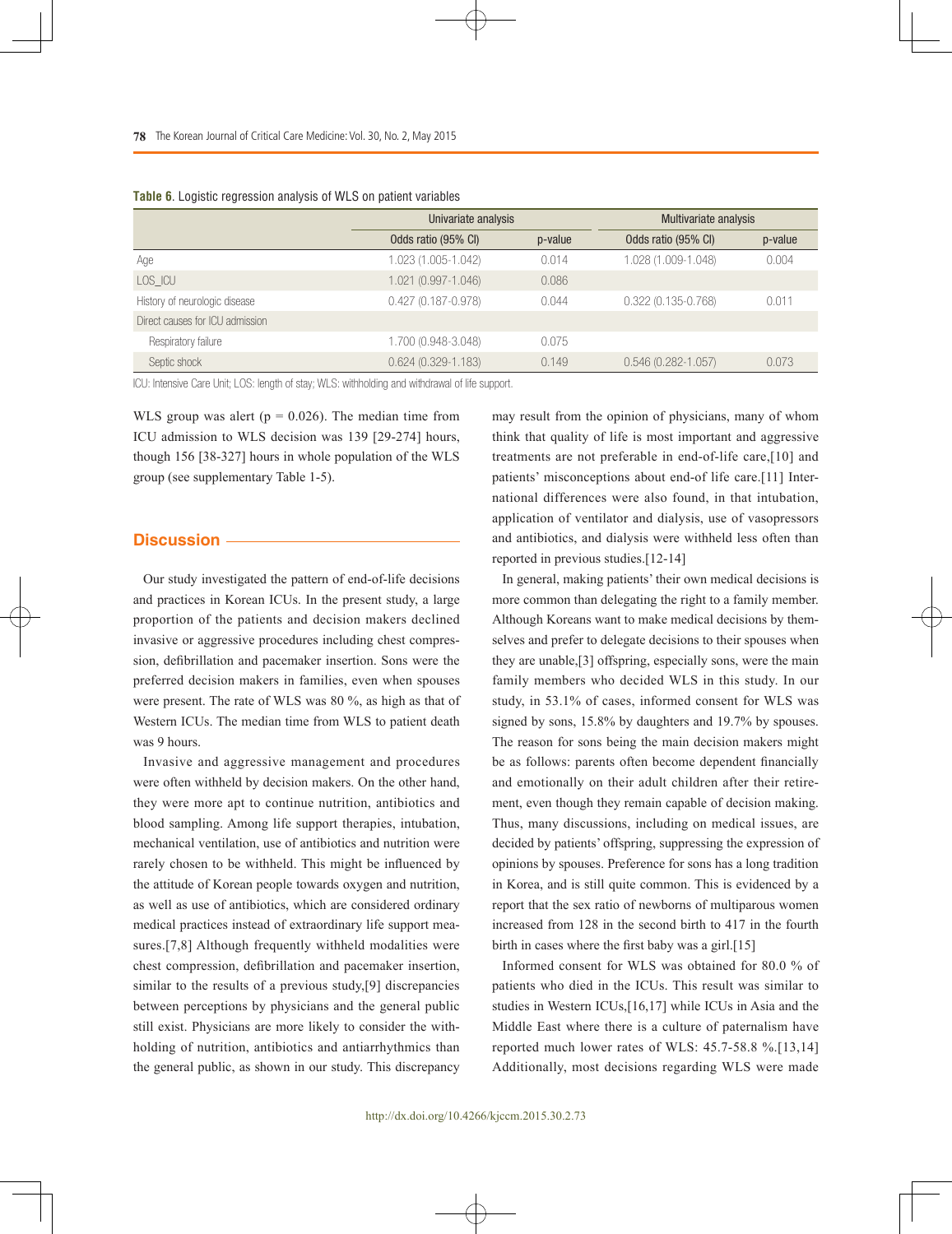**Table 6.** Logistic regression analysis of WLS on patient variables

| | Univariate analysis | | Multivariate analysis | |
|---|---|---|---|---|
| | Odds ratio (95% CI) | p-value | Odds ratio (95% CI) | p-value |
| Age | 1.023 (1.005-1.042) | 0.014 | 1.028 (1.009-1.048) | 0.004 |
| LOS_ICU | 1.021 (0.997-1.046) | 0.086 | | |
| History of neurologic disease | 0.427 (0.187-0.978) | 0.044 | 0.322 (0.135-0.768) | 0.011 |
| Direct causes for ICU admission | | | | |
| Respiratory failure | 1.700 (0.948-3.048) | 0.075 | | |
| Septic shock | 0.624 (0.329-1.183) | 0.149 | 0.546 (0.282-1.057) | 0.073 |

ICU: Intensive Care Unit; LOS: length of stay; WLS: withholding and withdrawal of life support.

WLS group was alert ($p = 0.026$). The median time from ICU admission to WLS decision was 139 [29-274] hours, though 156 [38-327] hours in whole population of the WLS group (see supplementary Table 1-5).

## Discussion

Our study investigated the pattern of end-of-life decisions and practices in Korean ICUs. In the present study, a large proportion of the patients and decision makers declined invasive or aggressive procedures including chest compression, defibrillation and pacemaker insertion. Sons were the preferred decision makers in families, even when spouses were present. The rate of WLS was 80 %, as high as that of Western ICUs. The median time from WLS to patient death was 9 hours.

Invasive and aggressive management and procedures were often withheld by decision makers. On the other hand, they were more apt to continue nutrition, antibiotics and blood sampling. Among life support therapies, intubation, mechanical ventilation, use of antibiotics and nutrition were rarely chosen to be withheld. This might be influenced by the attitude of Korean people towards oxygen and nutrition, as well as use of antibiotics, which are considered ordinary medical practices instead of extraordinary life support measures.[7,8] Although frequently withheld modalities were chest compression, defibrillation and pacemaker insertion, similar to the results of a previous study,[9] discrepancies between perceptions by physicians and the general public still exist. Physicians are more likely to consider the withholding of nutrition, antibiotics and antiarrhythmics than the general public, as shown in our study. This discrepancy may result from the opinion of physicians, many of whom think that quality of life is most important and aggressive treatments are not preferable in end-of-life care,[10] and patients' misconceptions about end-of life care.[11] International differences were also found, in that intubation, application of ventilator and dialysis, use of vasopressors and antibiotics, and dialysis were withheld less often than reported in previous studies.[12-14]

In general, making patients' their own medical decisions is more common than delegating the right to a family member. Although Koreans want to make medical decisions by themselves and prefer to delegate decisions to their spouses when they are unable,[3] offspring, especially sons, were the main family members who decided WLS in this study. In our study, in 53.1% of cases, informed consent for WLS was signed by sons, 15.8% by daughters and 19.7% by spouses. The reason for sons being the main decision makers might be as follows: parents often become dependent financially and emotionally on their adult children after their retirement, even though they remain capable of decision making. Thus, many discussions, including on medical issues, are decided by patients' offspring, suppressing the expression of opinions by spouses. Preference for sons has a long tradition in Korea, and is still quite common. This is evidenced by a report that the sex ratio of newborns of multiparous women increased from 128 in the second birth to 417 in the fourth birth in cases where the first baby was a girl.[15]

Informed consent for WLS was obtained for 80.0 % of patients who died in the ICUs. This result was similar to studies in Western ICUs,[16,17] while ICUs in Asia and the Middle East where there is a culture of paternalism have reported much lower rates of WLS: 45.7-58.8 %.[13,14] Additionally, most decisions regarding WLS were made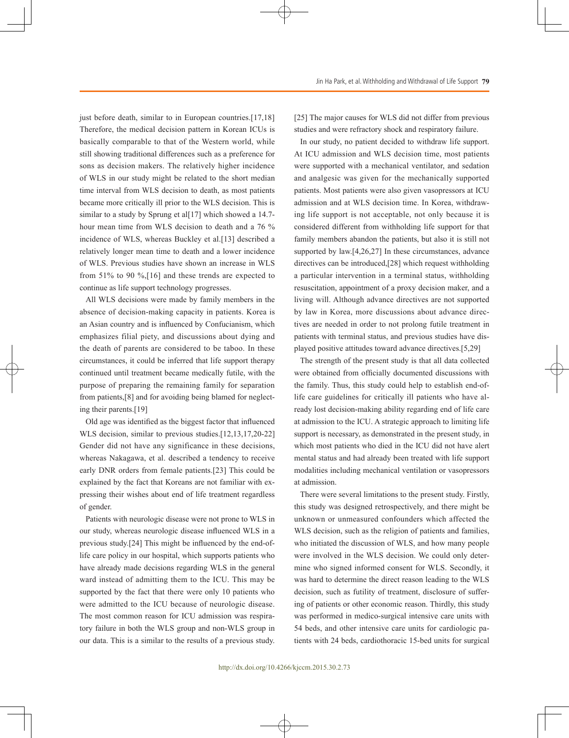just before death, similar to in European countries.[17,18] Therefore, the medical decision pattern in Korean ICUs is basically comparable to that of the Western world, while still showing traditional differences such as a preference for sons as decision makers. The relatively higher incidence of WLS in our study might be related to the short median time interval from WLS decision to death, as most patients became more critically ill prior to the WLS decision. This is similar to a study by Sprung et al[17] which showed a 14.7-hour mean time from WLS decision to death and a 76 % incidence of WLS, whereas Buckley et al.[13] described a relatively longer mean time to death and a lower incidence of WLS. Previous studies have shown an increase in WLS from 51% to 90 %,[16] and these trends are expected to continue as life support technology progresses.

All WLS decisions were made by family members in the absence of decision-making capacity in patients. Korea is an Asian country and is influenced by Confucianism, which emphasizes filial piety, and discussions about dying and the death of parents are considered to be taboo. In these circumstances, it could be inferred that life support therapy continued until treatment became medically futile, with the purpose of preparing the remaining family for separation from patients,[8] and for avoiding being blamed for neglecting their parents.[19]

Old age was identified as the biggest factor that influenced WLS decision, similar to previous studies.[12,13,17,20-22] Gender did not have any significance in these decisions, whereas Nakagawa, et al. described a tendency to receive early DNR orders from female patients.[23] This could be explained by the fact that Koreans are not familiar with expressing their wishes about end of life treatment regardless of gender.

Patients with neurologic disease were not prone to WLS in our study, whereas neurologic disease influenced WLS in a previous study.[24] This might be influenced by the end-of-life care policy in our hospital, which supports patients who have already made decisions regarding WLS in the general ward instead of admitting them to the ICU. This may be supported by the fact that there were only 10 patients who were admitted to the ICU because of neurologic disease. The most common reason for ICU admission was respiratory failure in both the WLS group and non-WLS group in our data. This is a similar to the results of a previous study.[25] The major causes for WLS did not differ from previous studies and were refractory shock and respiratory failure.

In our study, no patient decided to withdraw life support. At ICU admission and WLS decision time, most patients were supported with a mechanical ventilator, and sedation and analgesic was given for the mechanically supported patients. Most patients were also given vasopressors at ICU admission and at WLS decision time. In Korea, withdrawing life support is not acceptable, not only because it is considered different from withholding life support for that family members abandon the patients, but also it is still not supported by law.[4,26,27] In these circumstances, advance directives can be introduced,[28] which request withholding a particular intervention in a terminal status, withholding resuscitation, appointment of a proxy decision maker, and a living will. Although advance directives are not supported by law in Korea, more discussions about advance directives are needed in order to not prolong futile treatment in patients with terminal status, and previous studies have displayed positive attitudes toward advance directives.[5,29]

The strength of the present study is that all data collected were obtained from officially documented discussions with the family. Thus, this study could help to establish end-of-life care guidelines for critically ill patients who have already lost decision-making ability regarding end of life care at admission to the ICU. A strategic approach to limiting life support is necessary, as demonstrated in the present study, in which most patients who died in the ICU did not have alert mental status and had already been treated with life support modalities including mechanical ventilation or vasopressors at admission.

There were several limitations to the present study. Firstly, this study was designed retrospectively, and there might be unknown or unmeasured confounders which affected the WLS decision, such as the religion of patients and families, who initiated the discussion of WLS, and how many people were involved in the WLS decision. We could only determine who signed informed consent for WLS. Secondly, it was hard to determine the direct reason leading to the WLS decision, such as futility of treatment, disclosure of suffering of patients or other economic reason. Thirdly, this study was performed in medico-surgical intensive care units with 54 beds, and other intensive care units for cardiologic patients with 24 beds, cardiothoracic 15-bed units for surgical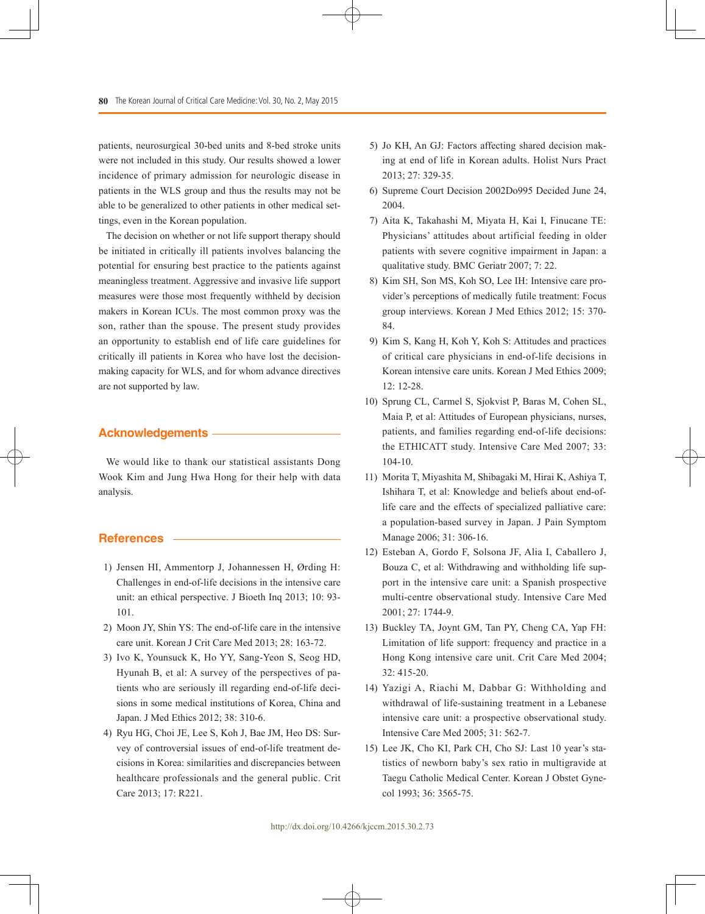patients, neurosurgical 30-bed units and 8-bed stroke units were not included in this study. Our results showed a lower incidence of primary admission for neurologic disease in patients in the WLS group and thus the results may not be able to be generalized to other patients in other medical settings, even in the Korean population.

The decision on whether or not life support therapy should be initiated in critically ill patients involves balancing the potential for ensuring best practice to the patients against meaningless treatment. Aggressive and invasive life support measures were those most frequently withheld by decision makers in Korean ICUs. The most common proxy was the son, rather than the spouse. The present study provides an opportunity to establish end of life care guidelines for critically ill patients in Korea who have lost the decision-making capacity for WLS, and for whom advance directives are not supported by law.

## Acknowledgements

We would like to thank our statistical assistants Dong Wook Kim and Jung Hwa Hong for their help with data analysis.

## References

1) Jensen HI, Ammentorp J, Johannessen H, Ørding H: Challenges in end-of-life decisions in the intensive care unit: an ethical perspective. J Bioeth Inq 2013; 10: 93-101.
2) Moon JY, Shin YS: The end-of-life care in the intensive care unit. Korean J Crit Care Med 2013; 28: 163-72.
3) Ivo K, Younsuck K, Ho YY, Sang-Yeon S, Seog HD, Hyunah B, et al: A survey of the perspectives of patients who are seriously ill regarding end-of-life decisions in some medical institutions of Korea, China and Japan. J Med Ethics 2012; 38: 310-6.
4) Ryu HG, Choi JE, Lee S, Koh J, Bae JM, Heo DS: Survey of controversial issues of end-of-life treatment decisions in Korea: similarities and discrepancies between healthcare professionals and the general public. Crit Care 2013; 17: R221.
5) Jo KH, An GJ: Factors affecting shared decision making at end of life in Korean adults. Holist Nurs Pract 2013; 27: 329-35.
6) Supreme Court Decision 2002Do995 Decided June 24, 2004.
7) Aita K, Takahashi M, Miyata H, Kai I, Finucane TE: Physicians' attitudes about artificial feeding in older patients with severe cognitive impairment in Japan: a qualitative study. BMC Geriatr 2007; 7: 22.
8) Kim SH, Son MS, Koh SO, Lee IH: Intensive care provider's perceptions of medically futile treatment: Focus group interviews. Korean J Med Ethics 2012; 15: 370-84.
9) Kim S, Kang H, Koh Y, Koh S: Attitudes and practices of critical care physicians in end-of-life decisions in Korean intensive care units. Korean J Med Ethics 2009; 12: 12-28.
10) Sprung CL, Carmel S, Sjokvist P, Baras M, Cohen SL, Maia P, et al: Attitudes of European physicians, nurses, patients, and families regarding end-of-life decisions: the ETHICATT study. Intensive Care Med 2007; 33: 104-10.
11) Morita T, Miyashita M, Shibagaki M, Hirai K, Ashiya T, Ishihara T, et al: Knowledge and beliefs about end-of-life care and the effects of specialized palliative care: a population-based survey in Japan. J Pain Symptom Manage 2006; 31: 306-16.
12) Esteban A, Gordo F, Solsona JF, Alia I, Caballero J, Bouza C, et al: Withdrawing and withholding life support in the intensive care unit: a Spanish prospective multi-centre observational study. Intensive Care Med 2001; 27: 1744-9.
13) Buckley TA, Joynt GM, Tan PY, Cheng CA, Yap FH: Limitation of life support: frequency and practice in a Hong Kong intensive care unit. Crit Care Med 2004; 32: 415-20.
14) Yazigi A, Riachi M, Dabbar G: Withholding and withdrawal of life-sustaining treatment in a Lebanese intensive care unit: a prospective observational study. Intensive Care Med 2005; 31: 562-7.
15) Lee JK, Cho KI, Park CH, Cho SJ: Last 10 year's statistics of newborn baby's sex ratio in multigravide at Taegu Catholic Medical Center. Korean J Obstet Gynecol 1993; 36: 3565-75.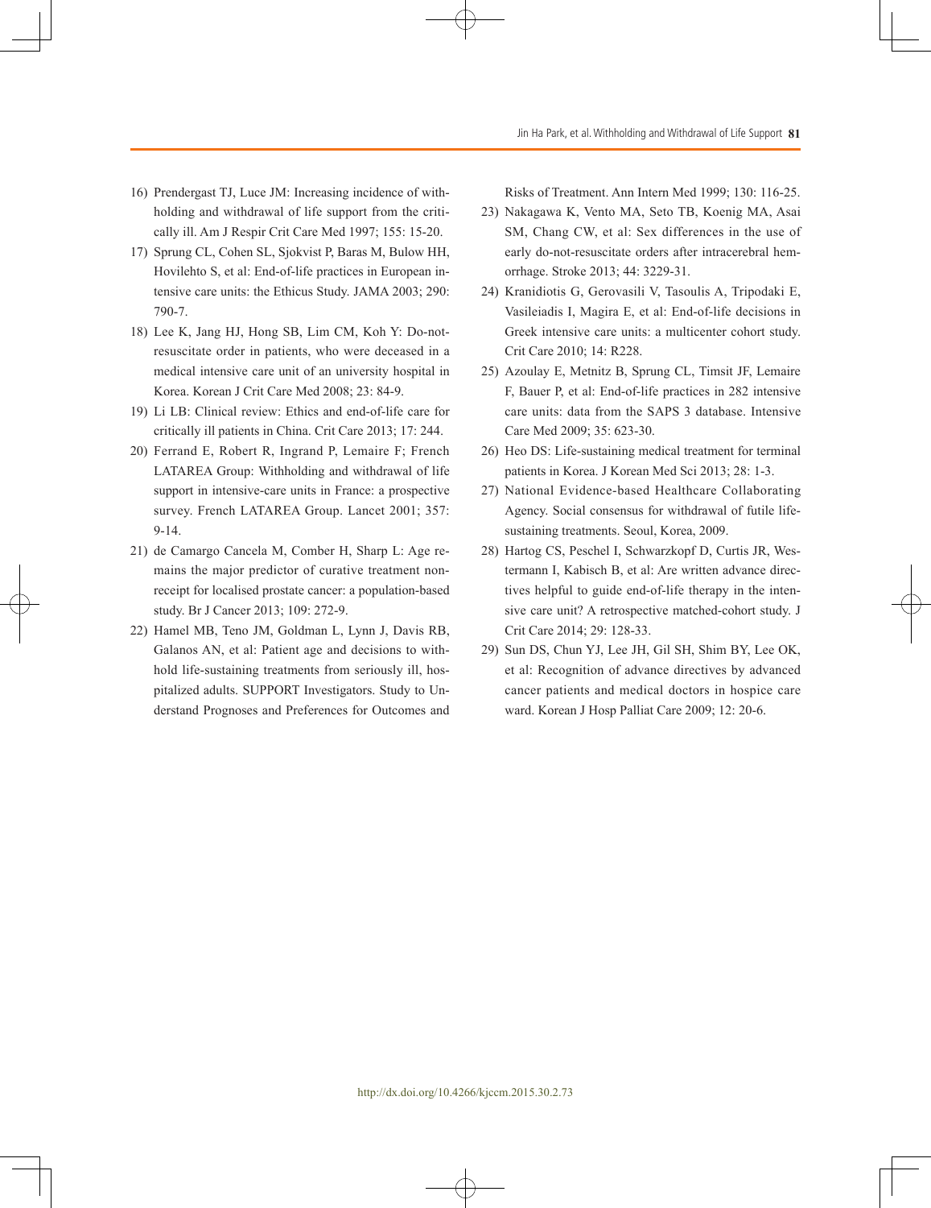16) Prendergast TJ, Luce JM: Increasing incidence of withholding and withdrawal of life support from the critically ill. Am J Respir Crit Care Med 1997; 155: 15-20.
17) Sprung CL, Cohen SL, Sjokvist P, Baras M, Bulow HH, Hovilehto S, et al: End-of-life practices in European intensive care units: the Ethicus Study. JAMA 2003; 290: 790-7.
18) Lee K, Jang HJ, Hong SB, Lim CM, Koh Y: Do-not-resuscitate order in patients, who were deceased in a medical intensive care unit of an university hospital in Korea. Korean J Crit Care Med 2008; 23: 84-9.
19) Li LB: Clinical review: Ethics and end-of-life care for critically ill patients in China. Crit Care 2013; 17: 244.
20) Ferrand E, Robert R, Ingrand P, Lemaire F; French LATAREA Group: Withholding and withdrawal of life support in intensive-care units in France: a prospective survey. French LATAREA Group. Lancet 2001; 357: 9-14.
21) de Camargo Cancela M, Comber H, Sharp L: Age remains the major predictor of curative treatment non-receipt for localised prostate cancer: a population-based study. Br J Cancer 2013; 109: 272-9.
22) Hamel MB, Teno JM, Goldman L, Lynn J, Davis RB, Galanos AN, et al: Patient age and decisions to withhold life-sustaining treatments from seriously ill, hospitalized adults. SUPPORT Investigators. Study to Understand Prognoses and Preferences for Outcomes and Risks of Treatment. Ann Intern Med 1999; 130: 116-25.
23) Nakagawa K, Vento MA, Seto TB, Koenig MA, Asai SM, Chang CW, et al: Sex differences in the use of early do-not-resuscitate orders after intracerebral hemorrhage. Stroke 2013; 44: 3229-31.
24) Kranidiotis G, Gerovasili V, Tasoulis A, Tripodaki E, Vasileiadis I, Magira E, et al: End-of-life decisions in Greek intensive care units: a multicenter cohort study. Crit Care 2010; 14: R228.
25) Azoulay E, Metnitz B, Sprung CL, Timsit JF, Lemaire F, Bauer P, et al: End-of-life practices in 282 intensive care units: data from the SAPS 3 database. Intensive Care Med 2009; 35: 623-30.
26) Heo DS: Life-sustaining medical treatment for terminal patients in Korea. J Korean Med Sci 2013; 28: 1-3.
27) National Evidence-based Healthcare Collaborating Agency. Social consensus for withdrawal of futile life-sustaining treatments. Seoul, Korea, 2009.
28) Hartog CS, Peschel I, Schwarzkopf D, Curtis JR, Westermann I, Kabisch B, et al: Are written advance directives helpful to guide end-of-life therapy in the intensive care unit? A retrospective matched-cohort study. J Crit Care 2014; 29: 128-33.
29) Sun DS, Chun YJ, Lee JH, Gil SH, Shim BY, Lee OK, et al: Recognition of advance directives by advanced cancer patients and medical doctors in hospice care ward. Korean J Hosp Palliat Care 2009; 12: 20-6.